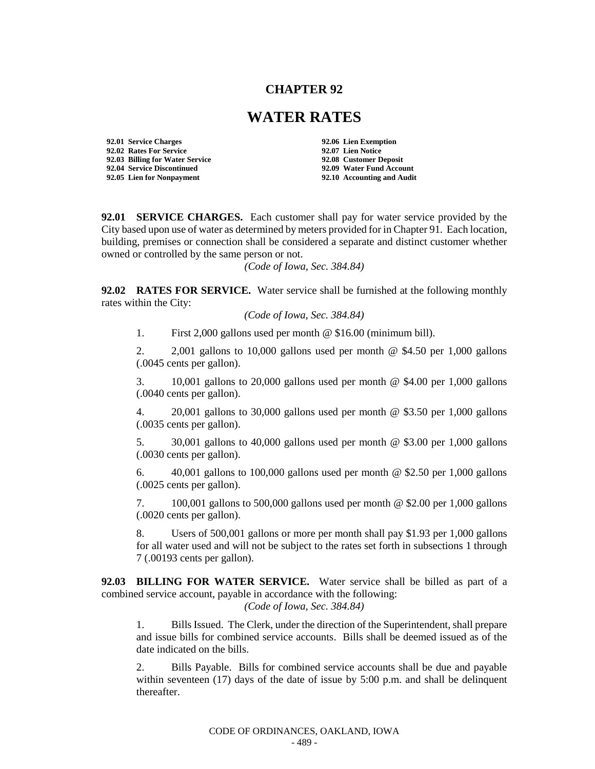# CHAPTER 92

# WATER RATES

**92.01 Service Charges**
**92.02 Rates For Service**
**92.03 Billing for Water Service**
**92.04 Service Discontinued**
**92.05 Lien for Nonpayment**
**92.06 Lien Exemption**
**92.07 Lien Notice**
**92.08 Customer Deposit**
**92.09 Water Fund Account**
**92.10 Accounting and Audit**

**92.01 SERVICE CHARGES.** Each customer shall pay for water service provided by the City based upon use of water as determined by meters provided for in Chapter 91. Each location, building, premises or connection shall be considered a separate and distinct customer whether owned or controlled by the same person or not.

*(Code of Iowa, Sec. 384.84)*

**92.02 RATES FOR SERVICE.** Water service shall be furnished at the following monthly rates within the City:

*(Code of Iowa, Sec. 384.84)*

1. First 2,000 gallons used per month @ $16.00 (minimum bill).

2. 2,001 gallons to 10,000 gallons used per month @ $4.50 per 1,000 gallons (.0045 cents per gallon).

3. 10,001 gallons to 20,000 gallons used per month @ $4.00 per 1,000 gallons (.0040 cents per gallon).

4. 20,001 gallons to 30,000 gallons used per month @ $3.50 per 1,000 gallons (.0035 cents per gallon).

5. 30,001 gallons to 40,000 gallons used per month @ $3.00 per 1,000 gallons (.0030 cents per gallon).

6. 40,001 gallons to 100,000 gallons used per month @ $2.50 per 1,000 gallons (.0025 cents per gallon).

7. 100,001 gallons to 500,000 gallons used per month @ $2.00 per 1,000 gallons (.0020 cents per gallon).

8. Users of 500,001 gallons or more per month shall pay $1.93 per 1,000 gallons for all water used and will not be subject to the rates set forth in subsections 1 through 7 (.00193 cents per gallon).

**92.03 BILLING FOR WATER SERVICE.** Water service shall be billed as part of a combined service account, payable in accordance with the following:

*(Code of Iowa, Sec. 384.84)*

1. Bills Issued. The Clerk, under the direction of the Superintendent, shall prepare and issue bills for combined service accounts. Bills shall be deemed issued as of the date indicated on the bills.

2. Bills Payable. Bills for combined service accounts shall be due and payable within seventeen (17) days of the date of issue by 5:00 p.m. and shall be delinquent thereafter.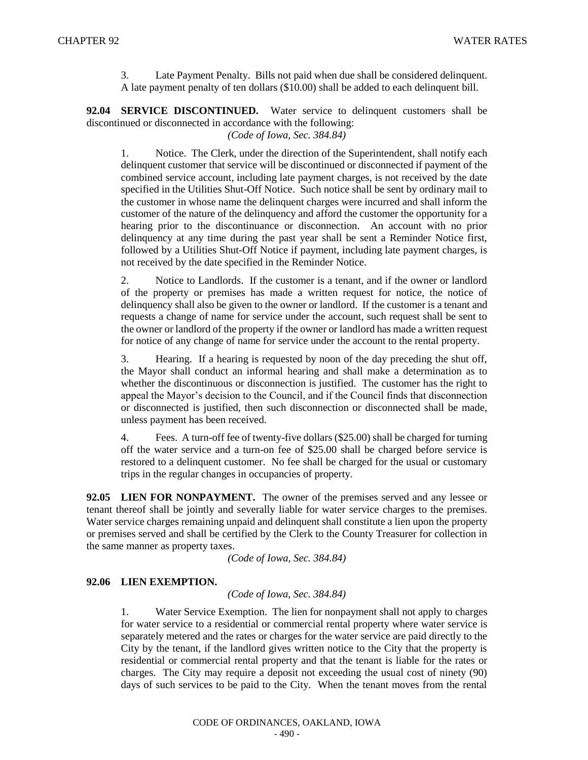3. Late Payment Penalty. Bills not paid when due shall be considered delinquent. A late payment penalty of ten dollars ($10.00) shall be added to each delinquent bill.

**92.04 SERVICE DISCONTINUED.** Water service to delinquent customers shall be discontinued or disconnected in accordance with the following:

*(Code of Iowa, Sec. 384.84)*

1. Notice. The Clerk, under the direction of the Superintendent, shall notify each delinquent customer that service will be discontinued or disconnected if payment of the combined service account, including late payment charges, is not received by the date specified in the Utilities Shut-Off Notice. Such notice shall be sent by ordinary mail to the customer in whose name the delinquent charges were incurred and shall inform the customer of the nature of the delinquency and afford the customer the opportunity for a hearing prior to the discontinuance or disconnection. An account with no prior delinquency at any time during the past year shall be sent a Reminder Notice first, followed by a Utilities Shut-Off Notice if payment, including late payment charges, is not received by the date specified in the Reminder Notice.

2. Notice to Landlords. If the customer is a tenant, and if the owner or landlord of the property or premises has made a written request for notice, the notice of delinquency shall also be given to the owner or landlord. If the customer is a tenant and requests a change of name for service under the account, such request shall be sent to the owner or landlord of the property if the owner or landlord has made a written request for notice of any change of name for service under the account to the rental property.

3. Hearing. If a hearing is requested by noon of the day preceding the shut off, the Mayor shall conduct an informal hearing and shall make a determination as to whether the discontinuous or disconnection is justified. The customer has the right to appeal the Mayor's decision to the Council, and if the Council finds that disconnection or disconnected is justified, then such disconnection or disconnected shall be made, unless payment has been received.

4. Fees. A turn-off fee of twenty-five dollars ($25.00) shall be charged for turning off the water service and a turn-on fee of $25.00 shall be charged before service is restored to a delinquent customer. No fee shall be charged for the usual or customary trips in the regular changes in occupancies of property.

**92.05 LIEN FOR NONPAYMENT.** The owner of the premises served and any lessee or tenant thereof shall be jointly and severally liable for water service charges to the premises. Water service charges remaining unpaid and delinquent shall constitute a lien upon the property or premises served and shall be certified by the Clerk to the County Treasurer for collection in the same manner as property taxes.

*(Code of Iowa, Sec. 384.84)*

**92.06 LIEN EXEMPTION.**

*(Code of Iowa, Sec. 384.84)*

1. Water Service Exemption. The lien for nonpayment shall not apply to charges for water service to a residential or commercial rental property where water service is separately metered and the rates or charges for the water service are paid directly to the City by the tenant, if the landlord gives written notice to the City that the property is residential or commercial rental property and that the tenant is liable for the rates or charges. The City may require a deposit not exceeding the usual cost of ninety (90) days of such services to be paid to the City. When the tenant moves from the rental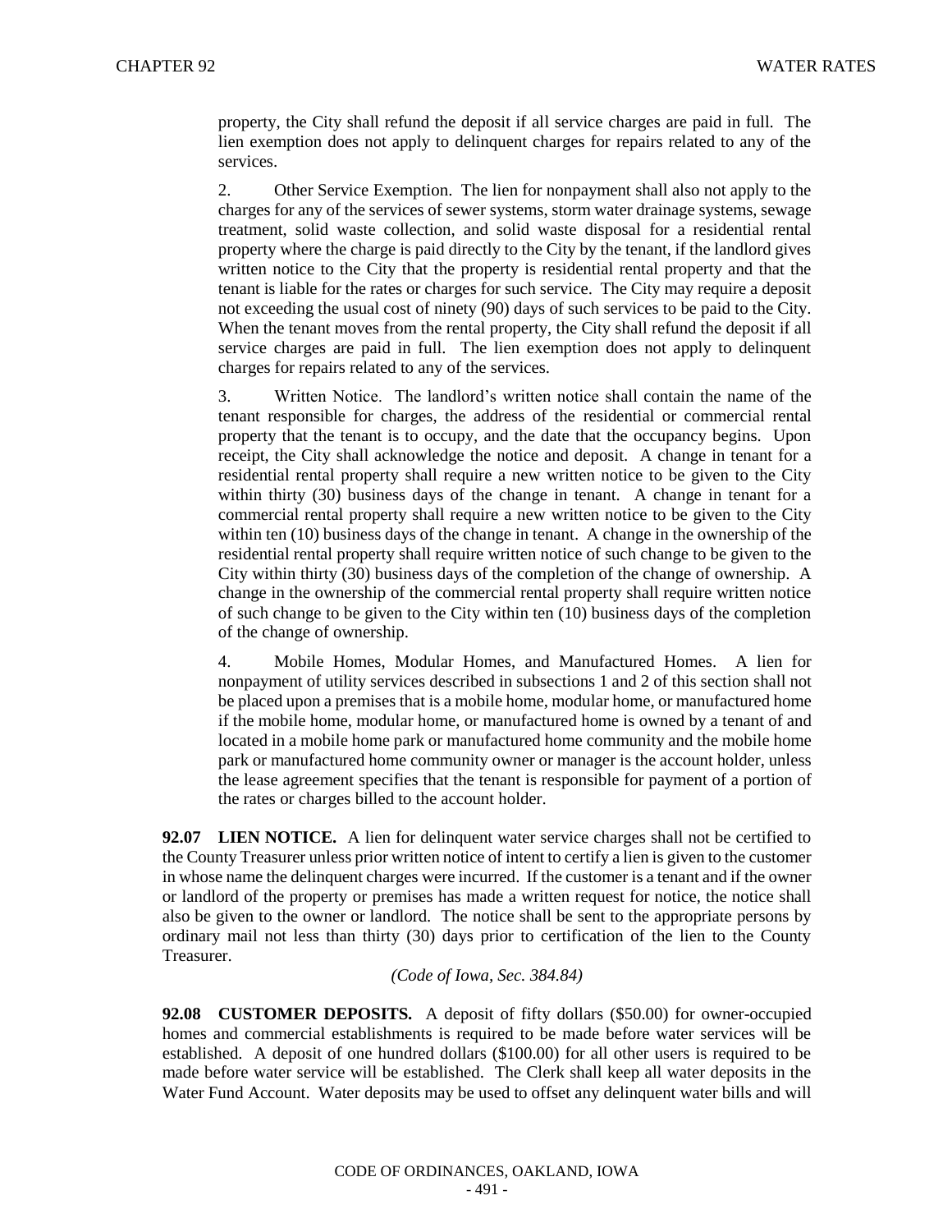property, the City shall refund the deposit if all service charges are paid in full. The lien exemption does not apply to delinquent charges for repairs related to any of the services.

2. Other Service Exemption. The lien for nonpayment shall also not apply to the charges for any of the services of sewer systems, storm water drainage systems, sewage treatment, solid waste collection, and solid waste disposal for a residential rental property where the charge is paid directly to the City by the tenant, if the landlord gives written notice to the City that the property is residential rental property and that the tenant is liable for the rates or charges for such service. The City may require a deposit not exceeding the usual cost of ninety (90) days of such services to be paid to the City. When the tenant moves from the rental property, the City shall refund the deposit if all service charges are paid in full. The lien exemption does not apply to delinquent charges for repairs related to any of the services.

3. Written Notice. The landlord's written notice shall contain the name of the tenant responsible for charges, the address of the residential or commercial rental property that the tenant is to occupy, and the date that the occupancy begins. Upon receipt, the City shall acknowledge the notice and deposit. A change in tenant for a residential rental property shall require a new written notice to be given to the City within thirty (30) business days of the change in tenant. A change in tenant for a commercial rental property shall require a new written notice to be given to the City within ten (10) business days of the change in tenant. A change in the ownership of the residential rental property shall require written notice of such change to be given to the City within thirty (30) business days of the completion of the change of ownership. A change in the ownership of the commercial rental property shall require written notice of such change to be given to the City within ten (10) business days of the completion of the change of ownership.

4. Mobile Homes, Modular Homes, and Manufactured Homes. A lien for nonpayment of utility services described in subsections 1 and 2 of this section shall not be placed upon a premises that is a mobile home, modular home, or manufactured home if the mobile home, modular home, or manufactured home is owned by a tenant of and located in a mobile home park or manufactured home community and the mobile home park or manufactured home community owner or manager is the account holder, unless the lease agreement specifies that the tenant is responsible for payment of a portion of the rates or charges billed to the account holder.

**92.07 LIEN NOTICE.** A lien for delinquent water service charges shall not be certified to the County Treasurer unless prior written notice of intent to certify a lien is given to the customer in whose name the delinquent charges were incurred. If the customer is a tenant and if the owner or landlord of the property or premises has made a written request for notice, the notice shall also be given to the owner or landlord. The notice shall be sent to the appropriate persons by ordinary mail not less than thirty (30) days prior to certification of the lien to the County Treasurer.

*(Code of Iowa, Sec. 384.84)*

**92.08 CUSTOMER DEPOSITS.** A deposit of fifty dollars ($50.00) for owner-occupied homes and commercial establishments is required to be made before water services will be established. A deposit of one hundred dollars ($100.00) for all other users is required to be made before water service will be established. The Clerk shall keep all water deposits in the Water Fund Account. Water deposits may be used to offset any delinquent water bills and will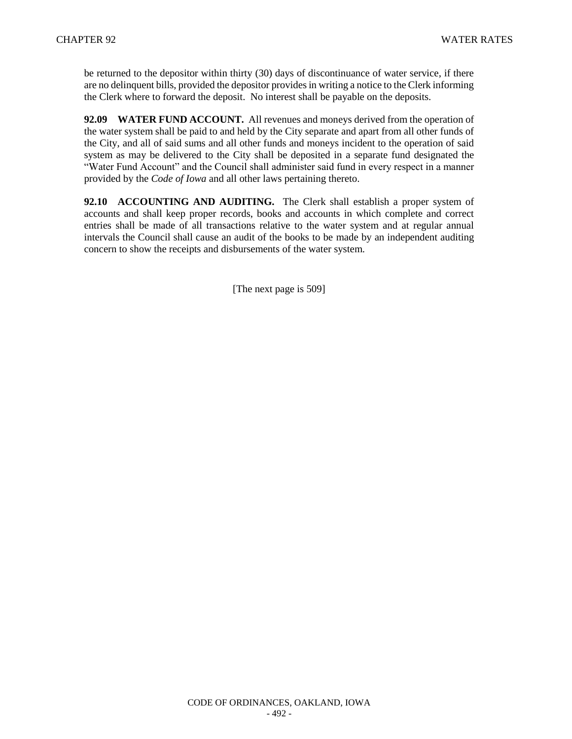be returned to the depositor within thirty (30) days of discontinuance of water service, if there are no delinquent bills, provided the depositor provides in writing a notice to the Clerk informing the Clerk where to forward the deposit. No interest shall be payable on the deposits.

**92.09 WATER FUND ACCOUNT.** All revenues and moneys derived from the operation of the water system shall be paid to and held by the City separate and apart from all other funds of the City, and all of said sums and all other funds and moneys incident to the operation of said system as may be delivered to the City shall be deposited in a separate fund designated the "Water Fund Account" and the Council shall administer said fund in every respect in a manner provided by the *Code of Iowa* and all other laws pertaining thereto.

**92.10 ACCOUNTING AND AUDITING.** The Clerk shall establish a proper system of accounts and shall keep proper records, books and accounts in which complete and correct entries shall be made of all transactions relative to the water system and at regular annual intervals the Council shall cause an audit of the books to be made by an independent auditing concern to show the receipts and disbursements of the water system.

[The next page is 509]